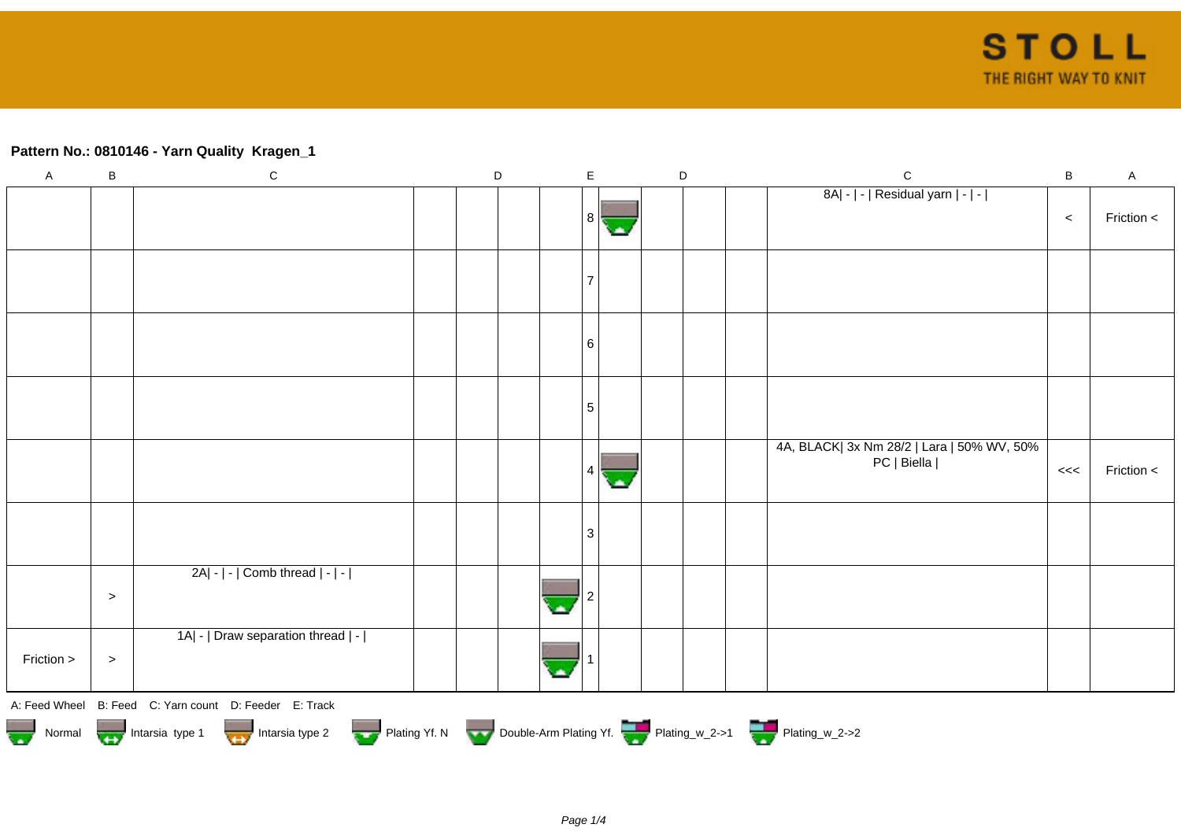**Pattern No.: 0810146 - Yarn Quality Kragen_1**

| A | B | C | D | D | D | D | E | D | D | D | C | B | A |
|---|---|---|---|---|---|---|---|---|---|---|---|---|---|
| | | | | | | | 8 | | | | 8A\| - \| - \| Residual yarn \| - \| - \| | < | Friction < |
| | | | | | | | 7 | | | | | | |
| | | | | | | | 6 | | | | | | |
| | | | | | | | 5 | | | | | | |
| | | | | | | | 4 | | | | 4A, BLACK\| 3x Nm 28/2 \| Lara \| 50% WV, 50% PC \| Biella \| | <<< | Friction < |
| | | | | | | | 3 | | | | | | |
| | > | 2A\| - \| - \| Comb thread \| - \| - \| | | | | | 2 | | | | | | |
| Friction > | > | 1A\| - \| Draw separation thread \| - \| | | | | | 1 | | | | | | |

A: Feed Wheel B: Feed C: Yarn count D: Feeder E: Track

Normal   Intarsia type 1   Intarsia type 2   Plating Yf. N   Double-Arm Plating Yf.   Plating_w_2->1   Plating_w_2->2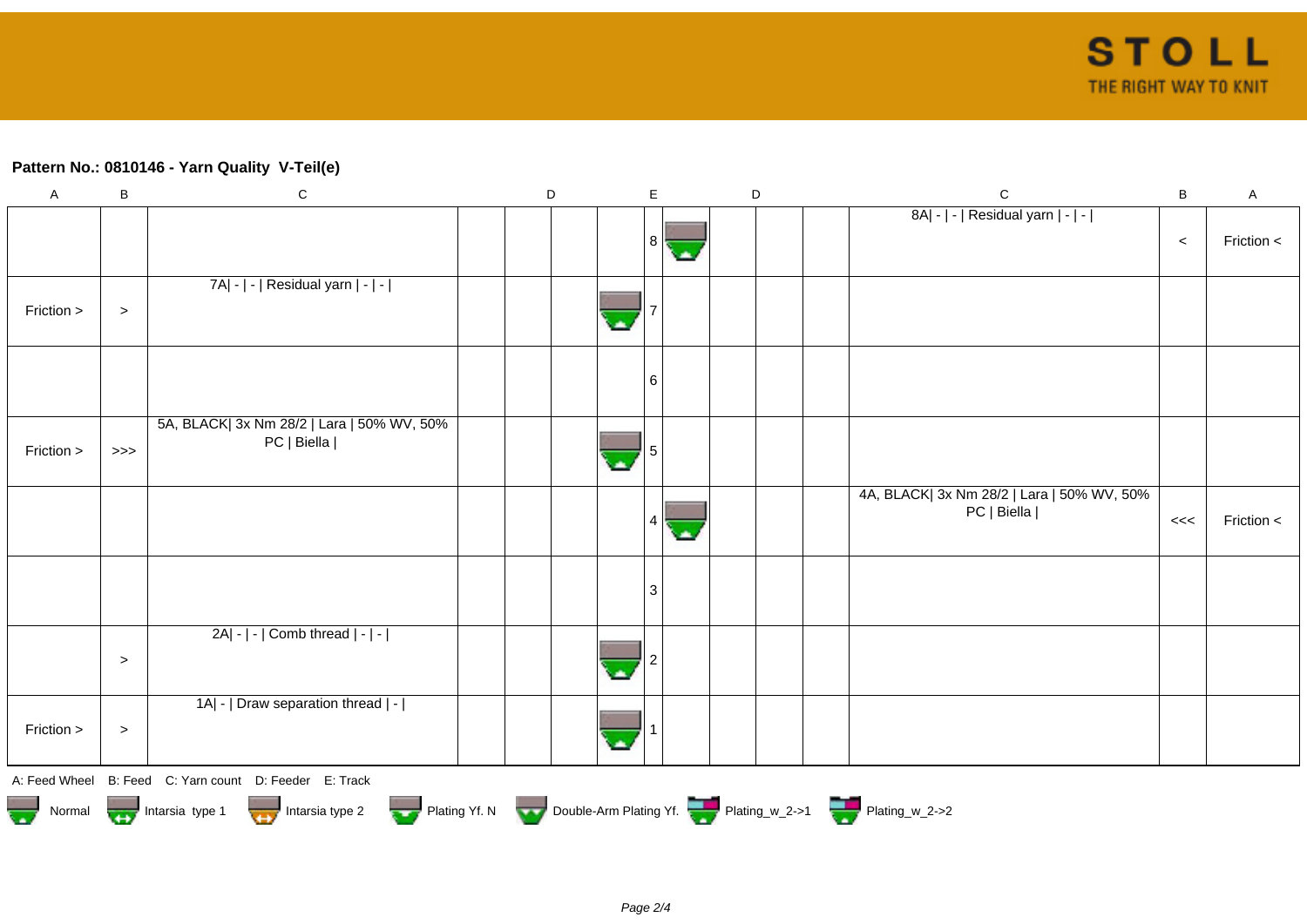**Pattern No.: 0810146 - Yarn Quality V-Teil(e)**

| A | B | C | D | D | D | | E | | D | D | D | C | B | A |
|---|---|---|---|---|---|---|---|---|---|---|---|---|---|---|
| | | | | | | | 8 | | | | | 8A\| - \| - \| Residual yarn \| - \| - \| | < | Friction < |
| Friction > | > | 7A\| - \| - \| Residual yarn \| - \| - \| | | | | | 7 | | | | | | | |
| | | | | | | | 6 | | | | | | | |
| Friction > | >>> | 5A, BLACK\| 3x Nm 28/2 \| Lara \| 50% WV, 50% PC \| Biella \| | | | | | 5 | | | | | | | |
| | | | | | | | 4 | | | | | 4A, BLACK\| 3x Nm 28/2 \| Lara \| 50% WV, 50% PC \| Biella \| | <<< | Friction < |
| | | | | | | | 3 | | | | | | | |
| | > | 2A\| - \| - \| Comb thread \| - \| - \| | | | | | 2 | | | | | | | |
| Friction > | > | 1A\| - \| Draw separation thread \| - \| | | | | | 1 | | | | | | | |

A: Feed Wheel B: Feed C: Yarn count D: Feeder E: Track

Normal Intarsia type 1 Intarsia type 2 Plating Yf. N Double-Arm Plating Yf. Plating_w_2->1 Plating_w_2->2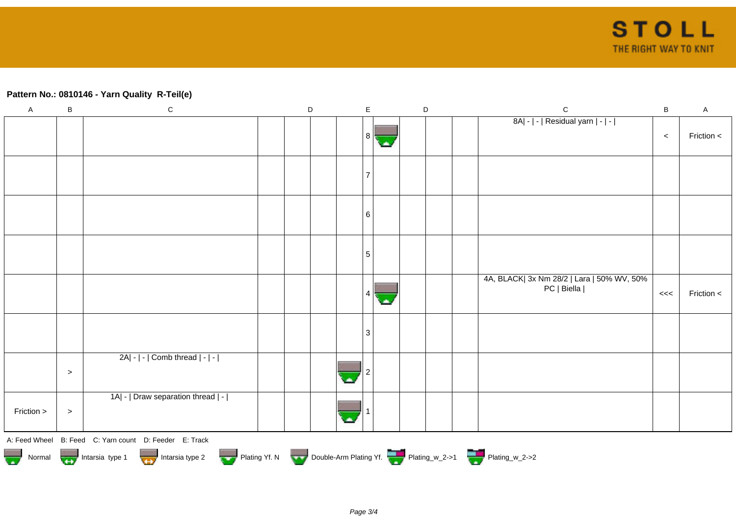STOLL
THE RIGHT WAY TO KNIT

**Pattern No.: 0810146 - Yarn Quality  R-Teil(e)**

| A | B | C | D | | | | E | | D | | | C | B | A |
|---|---|---|---|---|---|---|---|---|---|---|---|---|---|---|
| | | | | | | | 8 | | | | | 8A\| - \| - \| Residual yarn \| - \| - \| | < | Friction < |
| | | | | | | | 7 | | | | | | | |
| | | | | | | | 6 | | | | | | | |
| | | | | | | | 5 | | | | | | | |
| | | | | | | | 4 | | | | | 4A, BLACK\| 3x Nm 28/2 \| Lara \| 50% WV, 50% PC \| Biella \| | <<< | Friction < |
| | | | | | | | 3 | | | | | | | |
| | > | 2A\| - \| - \| Comb thread \| - \| - \| | | | | | 2 | | | | | | | |
| Friction > | > | 1A\| - \| Draw separation thread \| - \| | | | | | 1 | | | | | | | |

A: Feed Wheel   B: Feed   C: Yarn count   D: Feeder   E: Track

Normal   Intarsia type 1   Intarsia type 2   Plating Yf. N   Double-Arm Plating Yf.   Plating_w_2->1   Plating_w_2->2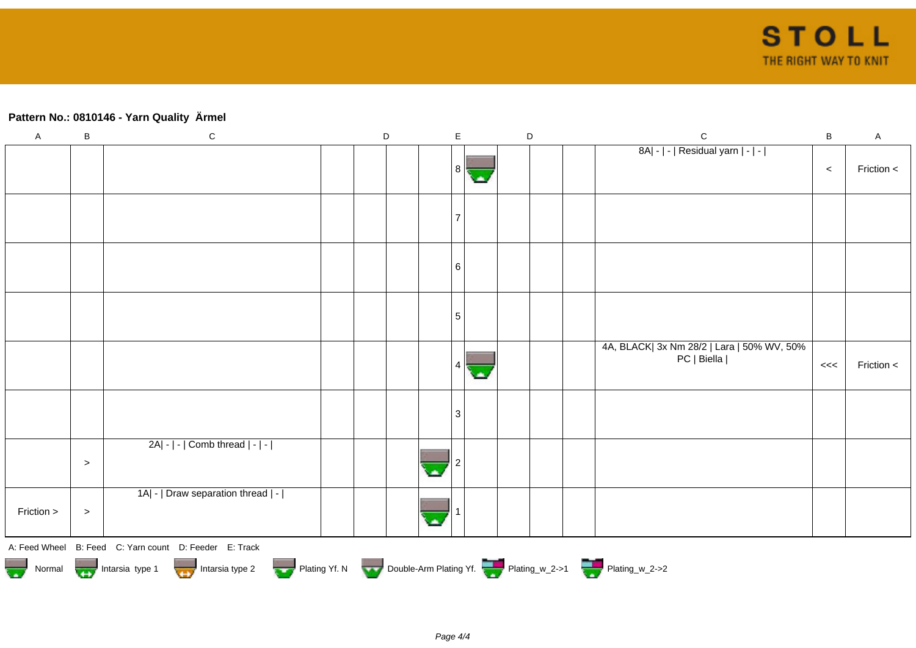**Pattern No.: 0810146 - Yarn Quality  Ärmel**

| A | B | C | D | D | D | D | E | D | D | D | D | C | B | A |
|---|---|---|---|---|---|---|---|---|---|---|---|---|---|---|
| | | | | | | | 8 | | | | | 8A\| - \| - \| Residual yarn \| - \| - \| | < | Friction < |
| | | | | | | | 7 | | | | | | | |
| | | | | | | | 6 | | | | | | | |
| | | | | | | | 5 | | | | | | | |
| | | | | | | | 4 | | | | | 4A, BLACK\| 3x Nm 28/2 \| Lara \| 50% WV, 50% PC \| Biella \| | <<< | Friction < |
| | | | | | | | 3 | | | | | | | |
| | > | 2A\| - \| - \| Comb thread \| - \| - \| | | | | | 2 | | | | | | | |
| Friction > | > | 1A\| - \| Draw separation thread \| - \| | | | | | 1 | | | | | | | |

A: Feed Wheel   B: Feed   C: Yarn count   D: Feeder   E: Track

Normal   Intarsia type 1   Intarsia type 2   Plating Yf. N   Double-Arm Plating Yf.   Plating_w_2->1   Plating_w_2->2